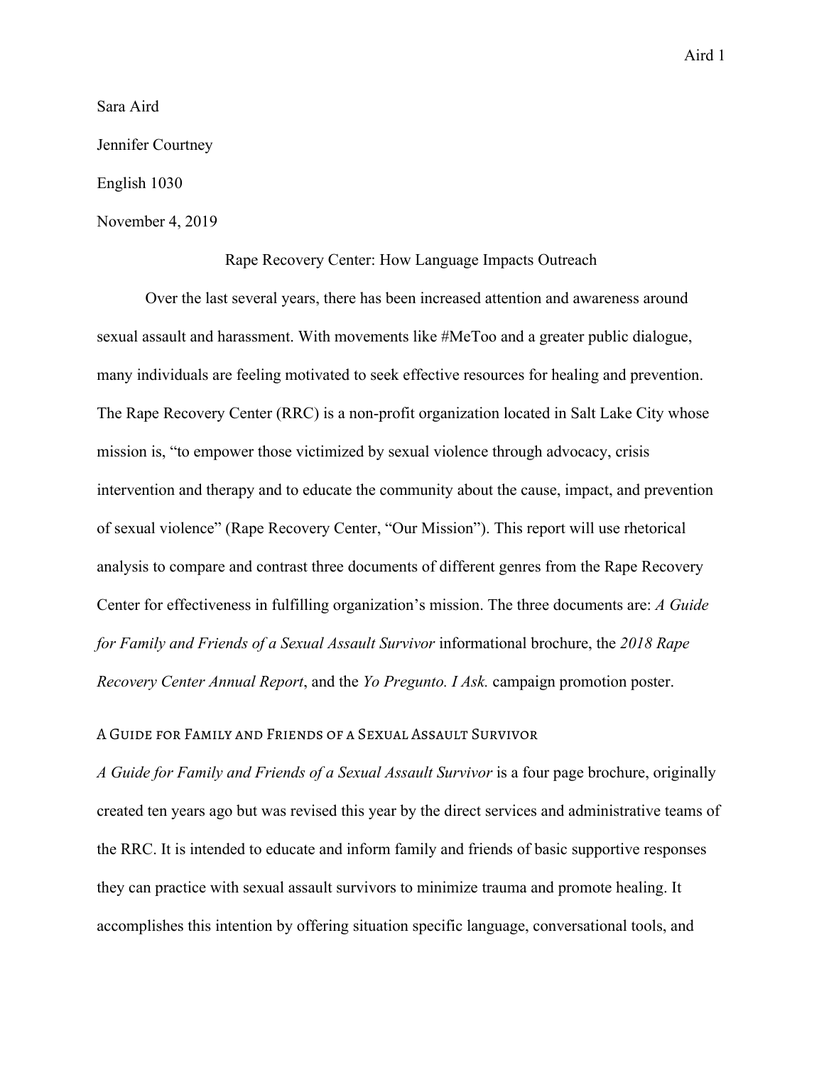Sara Aird

Jennifer Courtney

English 1030

November 4, 2019

# Rape Recovery Center: How Language Impacts Outreach

Over the last several years, there has been increased attention and awareness around sexual assault and harassment. With movements like #MeToo and a greater public dialogue, many individuals are feeling motivated to seek effective resources for healing and prevention. The Rape Recovery Center (RRC) is a non-profit organization located in Salt Lake City whose mission is, "to empower those victimized by sexual violence through advocacy, crisis intervention and therapy and to educate the community about the cause, impact, and prevention of sexual violence" (Rape Recovery Center, "Our Mission"). This report will use rhetorical analysis to compare and contrast three documents of different genres from the Rape Recovery Center for effectiveness in fulfilling organization's mission. The three documents are: *A Guide for Family and Friends of a Sexual Assault Survivor* informational brochure, the *2018 Rape Recovery Center Annual Report*, and the *Yo Pregunto. I Ask.* campaign promotion poster.

## A Guide for Family and Friends of a Sexual Assault Survivor

*A Guide for Family and Friends of a Sexual Assault Survivor* is a four page brochure, originally created ten years ago but was revised this year by the direct services and administrative teams of the RRC. It is intended to educate and inform family and friends of basic supportive responses they can practice with sexual assault survivors to minimize trauma and promote healing. It accomplishes this intention by offering situation specific language, conversational tools, and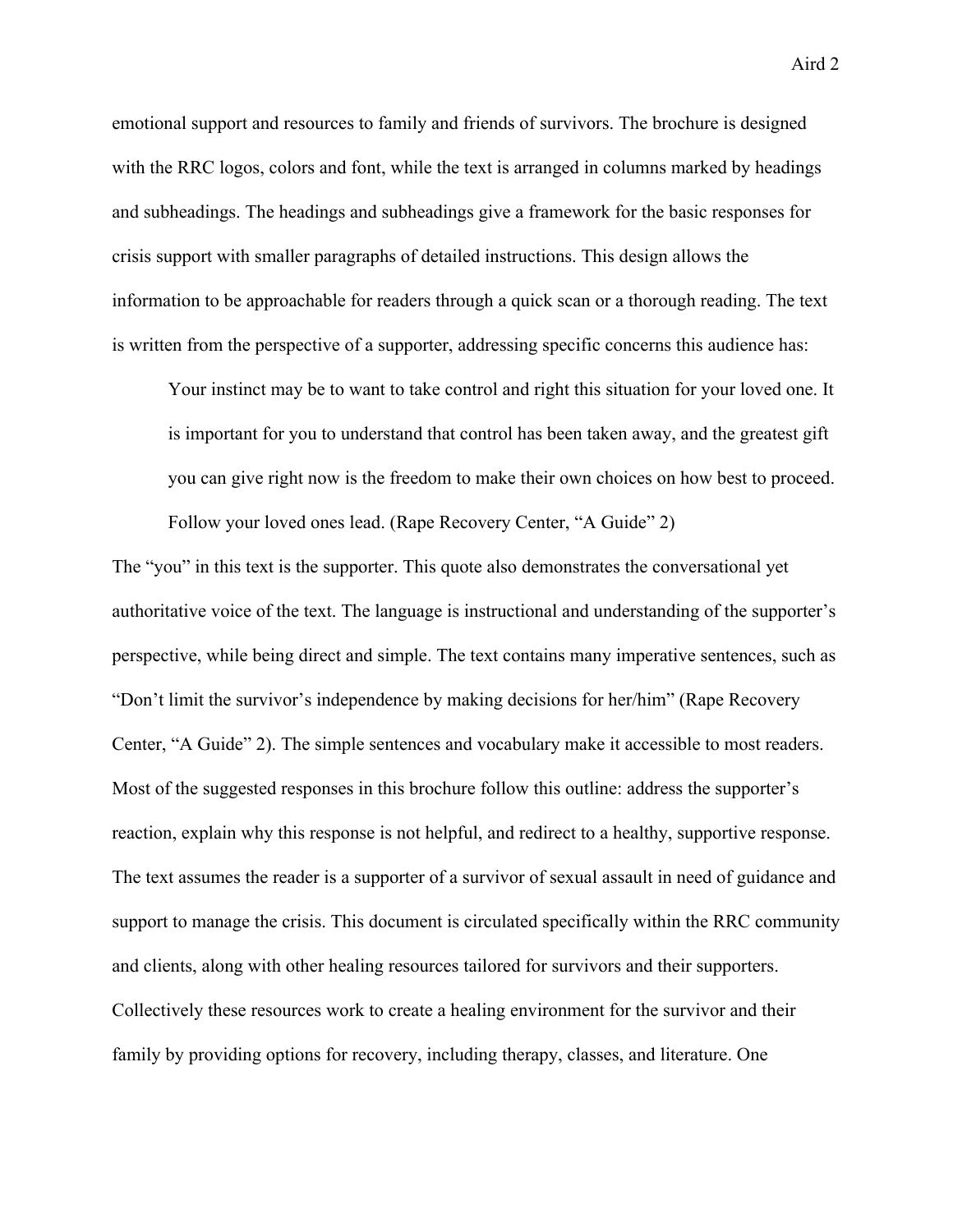emotional support and resources to family and friends of survivors. The brochure is designed with the RRC logos, colors and font, while the text is arranged in columns marked by headings and subheadings. The headings and subheadings give a framework for the basic responses for crisis support with smaller paragraphs of detailed instructions. This design allows the information to be approachable for readers through a quick scan or a thorough reading. The text is written from the perspective of a supporter, addressing specific concerns this audience has:

> Your instinct may be to want to take control and right this situation for your loved one. It is important for you to understand that control has been taken away, and the greatest gift you can give right now is the freedom to make their own choices on how best to proceed. Follow your loved ones lead. (Rape Recovery Center, "A Guide" 2)

The "you" in this text is the supporter. This quote also demonstrates the conversational yet authoritative voice of the text. The language is instructional and understanding of the supporter's perspective, while being direct and simple. The text contains many imperative sentences, such as "Don't limit the survivor's independence by making decisions for her/him" (Rape Recovery Center, "A Guide" 2). The simple sentences and vocabulary make it accessible to most readers. Most of the suggested responses in this brochure follow this outline: address the supporter's reaction, explain why this response is not helpful, and redirect to a healthy, supportive response. The text assumes the reader is a supporter of a survivor of sexual assault in need of guidance and support to manage the crisis. This document is circulated specifically within the RRC community and clients, along with other healing resources tailored for survivors and their supporters. Collectively these resources work to create a healing environment for the survivor and their family by providing options for recovery, including therapy, classes, and literature. One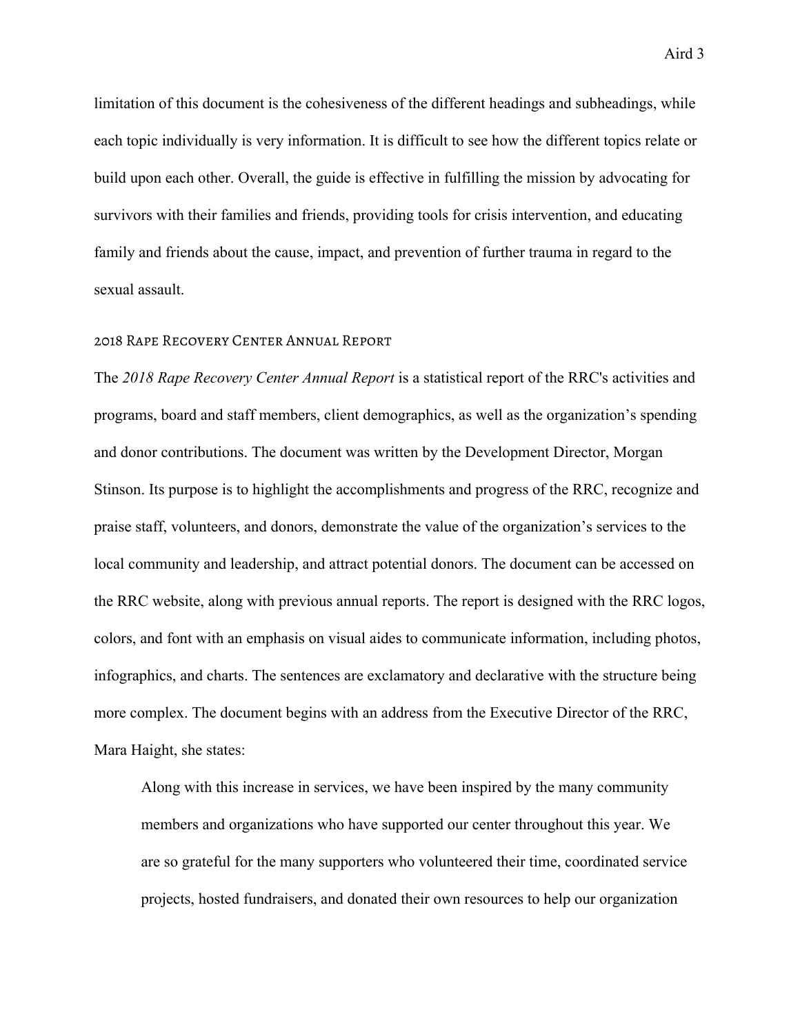limitation of this document is the cohesiveness of the different headings and subheadings, while each topic individually is very information. It is difficult to see how the different topics relate or build upon each other. Overall, the guide is effective in fulfilling the mission by advocating for survivors with their families and friends, providing tools for crisis intervention, and educating family and friends about the cause, impact, and prevention of further trauma in regard to the sexual assault.

## 2018 Rape Recovery Center Annual Report

The *2018 Rape Recovery Center Annual Report* is a statistical report of the RRC's activities and programs, board and staff members, client demographics, as well as the organization's spending and donor contributions. The document was written by the Development Director, Morgan Stinson. Its purpose is to highlight the accomplishments and progress of the RRC, recognize and praise staff, volunteers, and donors, demonstrate the value of the organization's services to the local community and leadership, and attract potential donors. The document can be accessed on the RRC website, along with previous annual reports. The report is designed with the RRC logos, colors, and font with an emphasis on visual aides to communicate information, including photos, infographics, and charts. The sentences are exclamatory and declarative with the structure being more complex. The document begins with an address from the Executive Director of the RRC, Mara Haight, she states:

> Along with this increase in services, we have been inspired by the many community members and organizations who have supported our center throughout this year. We are so grateful for the many supporters who volunteered their time, coordinated service projects, hosted fundraisers, and donated their own resources to help our organization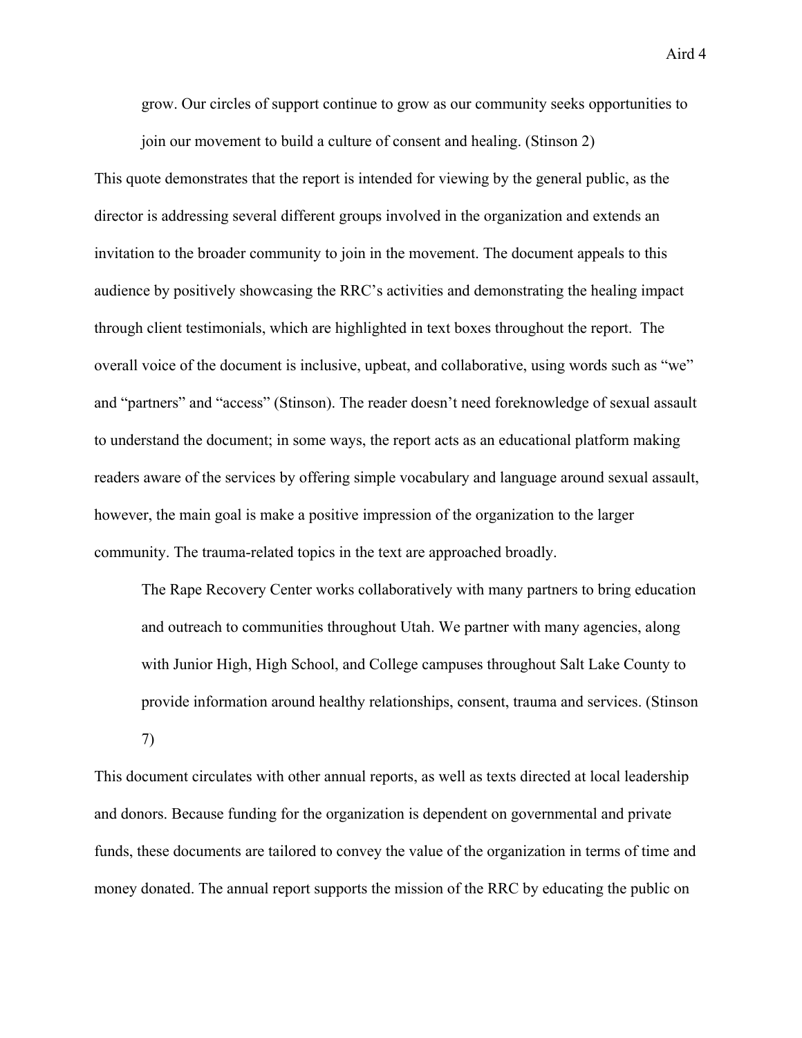> grow. Our circles of support continue to grow as our community seeks opportunities to join our movement to build a culture of consent and healing. (Stinson 2)

This quote demonstrates that the report is intended for viewing by the general public, as the director is addressing several different groups involved in the organization and extends an invitation to the broader community to join in the movement. The document appeals to this audience by positively showcasing the RRC's activities and demonstrating the healing impact through client testimonials, which are highlighted in text boxes throughout the report. The overall voice of the document is inclusive, upbeat, and collaborative, using words such as "we" and "partners" and "access" (Stinson). The reader doesn't need foreknowledge of sexual assault to understand the document; in some ways, the report acts as an educational platform making readers aware of the services by offering simple vocabulary and language around sexual assault, however, the main goal is make a positive impression of the organization to the larger community. The trauma-related topics in the text are approached broadly.

> The Rape Recovery Center works collaboratively with many partners to bring education and outreach to communities throughout Utah. We partner with many agencies, along with Junior High, High School, and College campuses throughout Salt Lake County to provide information around healthy relationships, consent, trauma and services. (Stinson 7)

This document circulates with other annual reports, as well as texts directed at local leadership and donors. Because funding for the organization is dependent on governmental and private funds, these documents are tailored to convey the value of the organization in terms of time and money donated. The annual report supports the mission of the RRC by educating the public on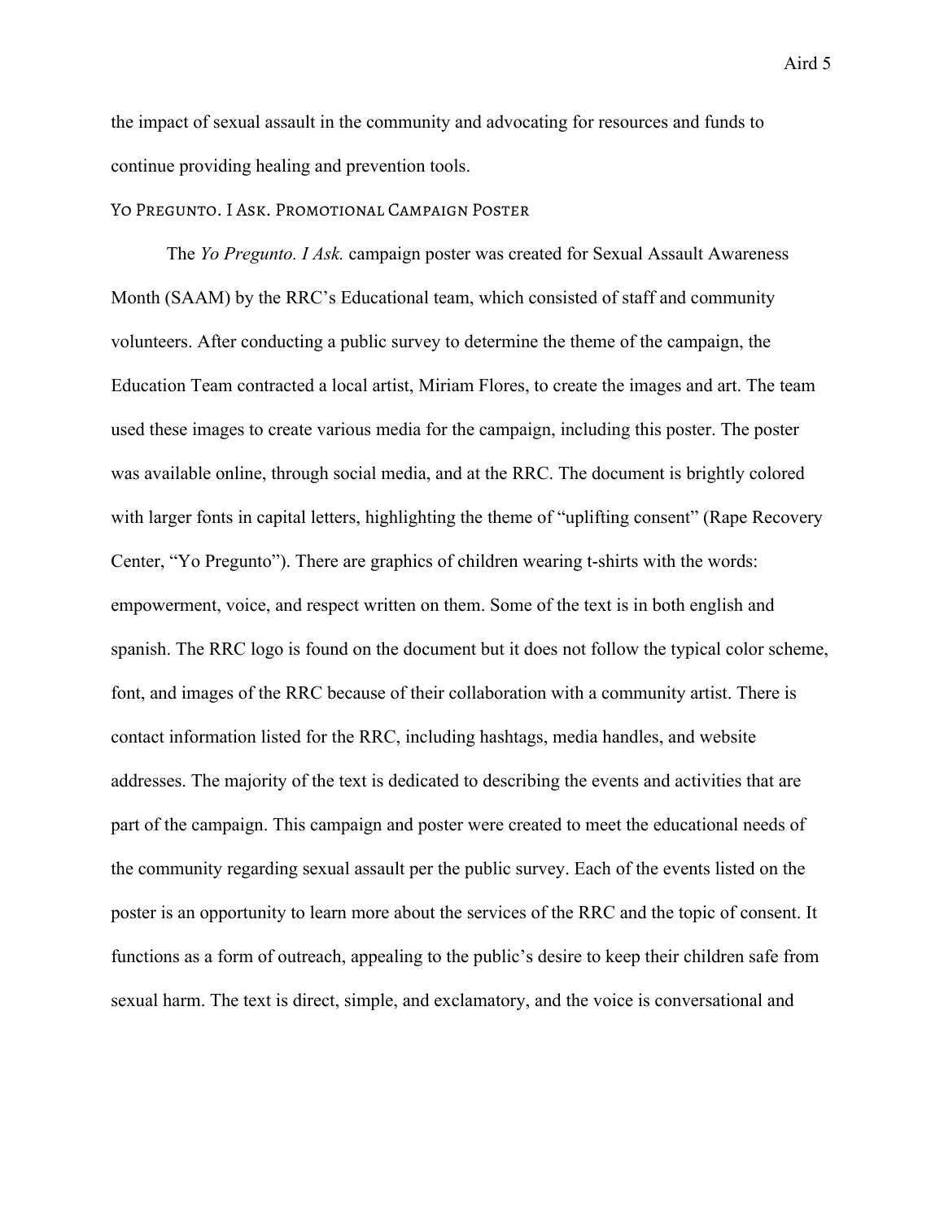the impact of sexual assault in the community and advocating for resources and funds to continue providing healing and prevention tools.

### Yo Pregunto. I Ask. Promotional Campaign Poster

The *Yo Pregunto. I Ask.* campaign poster was created for Sexual Assault Awareness Month (SAAM) by the RRC's Educational team, which consisted of staff and community volunteers. After conducting a public survey to determine the theme of the campaign, the Education Team contracted a local artist, Miriam Flores, to create the images and art. The team used these images to create various media for the campaign, including this poster. The poster was available online, through social media, and at the RRC. The document is brightly colored with larger fonts in capital letters, highlighting the theme of "uplifting consent" (Rape Recovery Center, "Yo Pregunto"). There are graphics of children wearing t-shirts with the words: empowerment, voice, and respect written on them. Some of the text is in both english and spanish. The RRC logo is found on the document but it does not follow the typical color scheme, font, and images of the RRC because of their collaboration with a community artist. There is contact information listed for the RRC, including hashtags, media handles, and website addresses. The majority of the text is dedicated to describing the events and activities that are part of the campaign. This campaign and poster were created to meet the educational needs of the community regarding sexual assault per the public survey. Each of the events listed on the poster is an opportunity to learn more about the services of the RRC and the topic of consent. It functions as a form of outreach, appealing to the public's desire to keep their children safe from sexual harm. The text is direct, simple, and exclamatory, and the voice is conversational and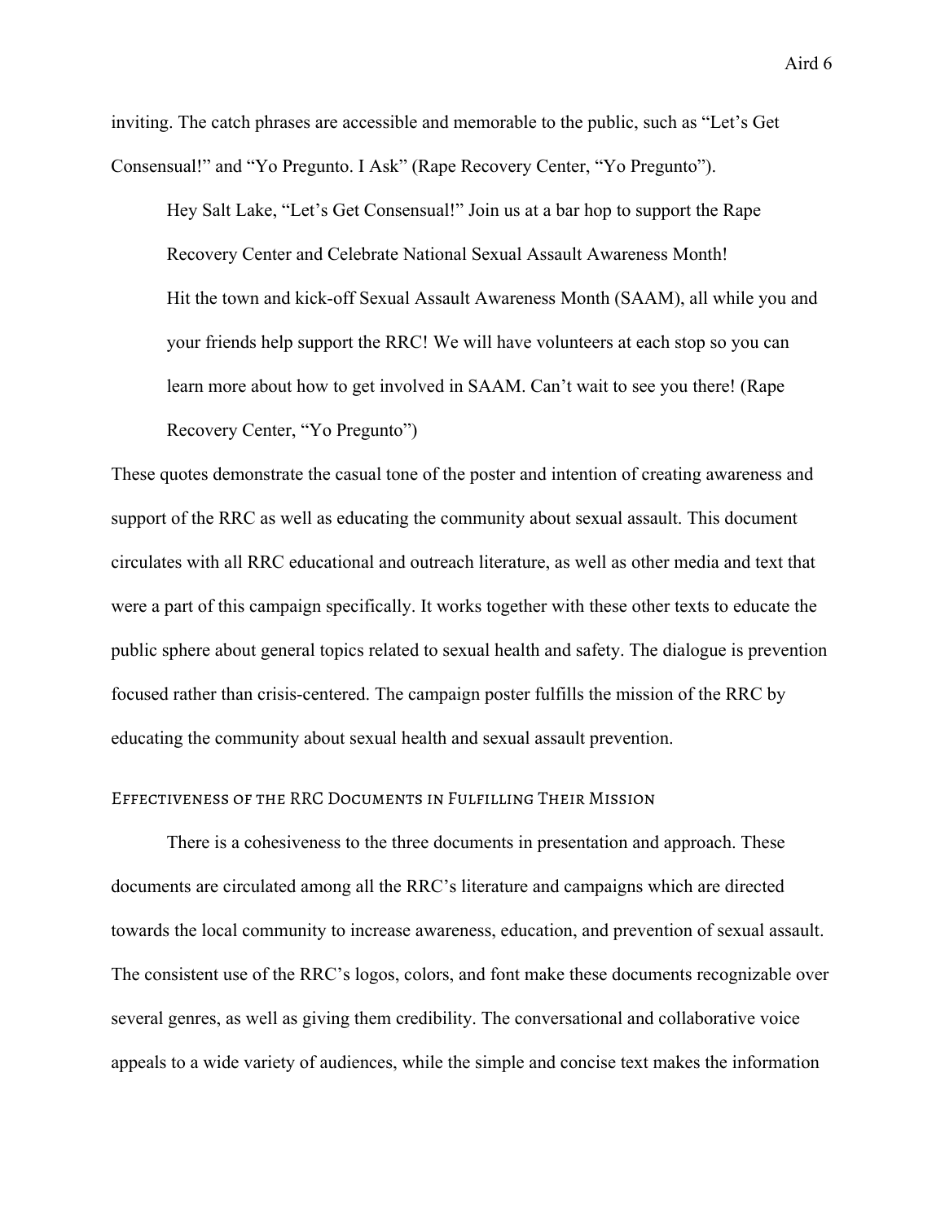inviting. The catch phrases are accessible and memorable to the public, such as "Let's Get Consensual!" and "Yo Pregunto. I Ask" (Rape Recovery Center, "Yo Pregunto").

> Hey Salt Lake, "Let's Get Consensual!" Join us at a bar hop to support the Rape Recovery Center and Celebrate National Sexual Assault Awareness Month!
> Hit the town and kick-off Sexual Assault Awareness Month (SAAM), all while you and your friends help support the RRC! We will have volunteers at each stop so you can learn more about how to get involved in SAAM. Can't wait to see you there! (Rape Recovery Center, "Yo Pregunto")

These quotes demonstrate the casual tone of the poster and intention of creating awareness and support of the RRC as well as educating the community about sexual assault. This document circulates with all RRC educational and outreach literature, as well as other media and text that were a part of this campaign specifically. It works together with these other texts to educate the public sphere about general topics related to sexual health and safety. The dialogue is prevention focused rather than crisis-centered. The campaign poster fulfills the mission of the RRC by educating the community about sexual health and sexual assault prevention.

## Effectiveness of the RRC Documents in Fulfilling Their Mission

There is a cohesiveness to the three documents in presentation and approach. These documents are circulated among all the RRC's literature and campaigns which are directed towards the local community to increase awareness, education, and prevention of sexual assault. The consistent use of the RRC's logos, colors, and font make these documents recognizable over several genres, as well as giving them credibility. The conversational and collaborative voice appeals to a wide variety of audiences, while the simple and concise text makes the information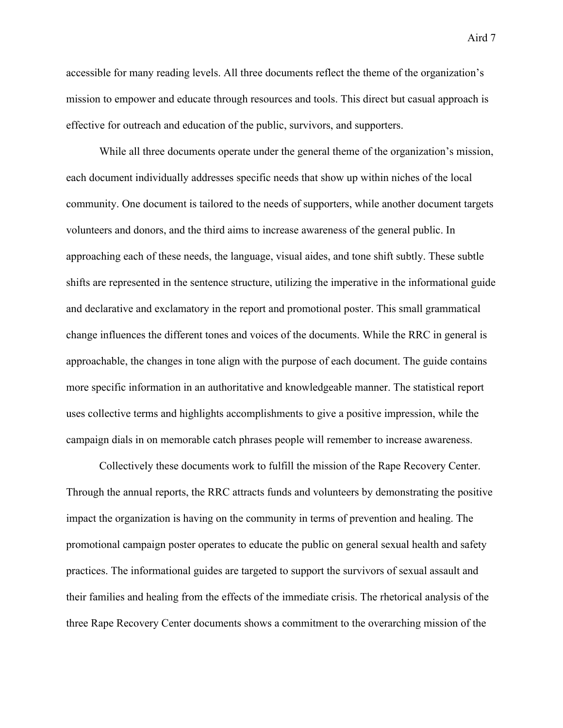accessible for many reading levels. All three documents reflect the theme of the organization's mission to empower and educate through resources and tools. This direct but casual approach is effective for outreach and education of the public, survivors, and supporters.

While all three documents operate under the general theme of the organization's mission, each document individually addresses specific needs that show up within niches of the local community. One document is tailored to the needs of supporters, while another document targets volunteers and donors, and the third aims to increase awareness of the general public. In approaching each of these needs, the language, visual aides, and tone shift subtly. These subtle shifts are represented in the sentence structure, utilizing the imperative in the informational guide and declarative and exclamatory in the report and promotional poster. This small grammatical change influences the different tones and voices of the documents. While the RRC in general is approachable, the changes in tone align with the purpose of each document. The guide contains more specific information in an authoritative and knowledgeable manner. The statistical report uses collective terms and highlights accomplishments to give a positive impression, while the campaign dials in on memorable catch phrases people will remember to increase awareness.

Collectively these documents work to fulfill the mission of the Rape Recovery Center. Through the annual reports, the RRC attracts funds and volunteers by demonstrating the positive impact the organization is having on the community in terms of prevention and healing. The promotional campaign poster operates to educate the public on general sexual health and safety practices. The informational guides are targeted to support the survivors of sexual assault and their families and healing from the effects of the immediate crisis. The rhetorical analysis of the three Rape Recovery Center documents shows a commitment to the overarching mission of the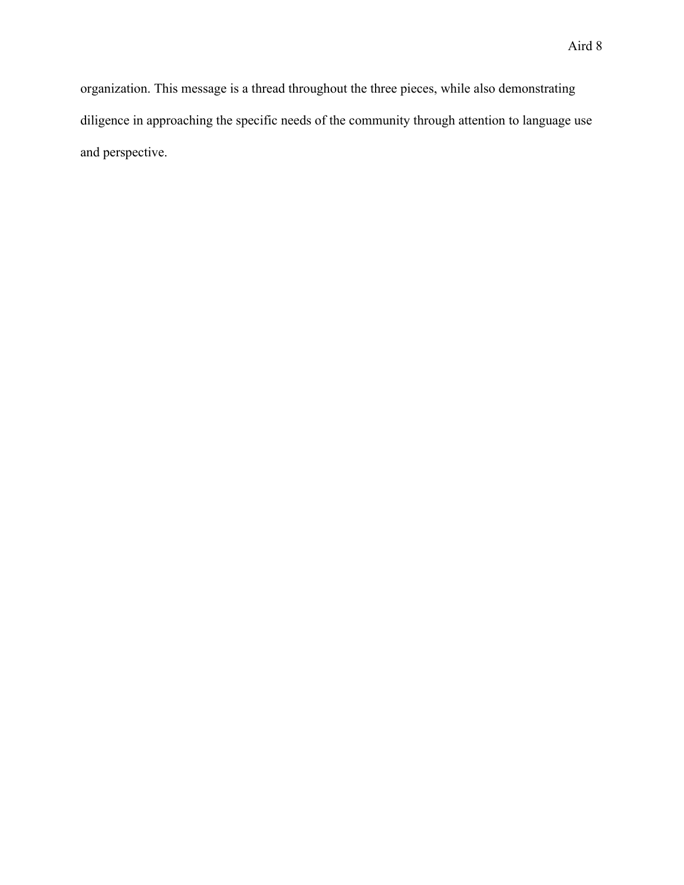organization. This message is a thread throughout the three pieces, while also demonstrating diligence in approaching the specific needs of the community through attention to language use and perspective.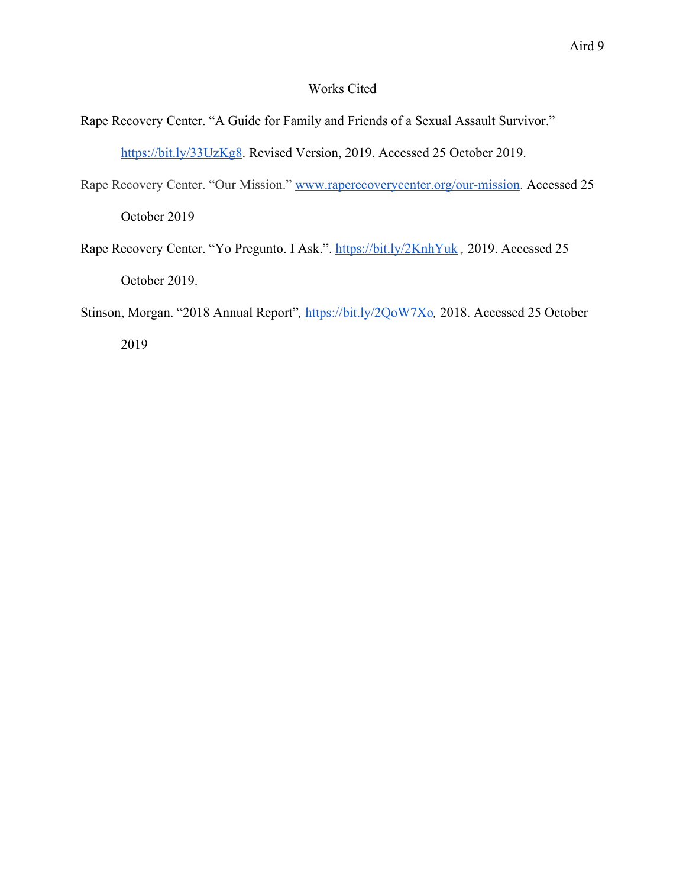# Works Cited

Rape Recovery Center. "A Guide for Family and Friends of a Sexual Assault Survivor." https://bit.ly/33UzKg8. Revised Version, 2019. Accessed 25 October 2019.

Rape Recovery Center. "Our Mission." www.raperecoverycenter.org/our-mission. Accessed 25 October 2019

Rape Recovery Center. "Yo Pregunto. I Ask.". https://bit.ly/2KnhYuk , 2019. Accessed 25 October 2019.

Stinson, Morgan. "2018 Annual Report", https://bit.ly/2QoW7Xo, 2018. Accessed 25 October 2019